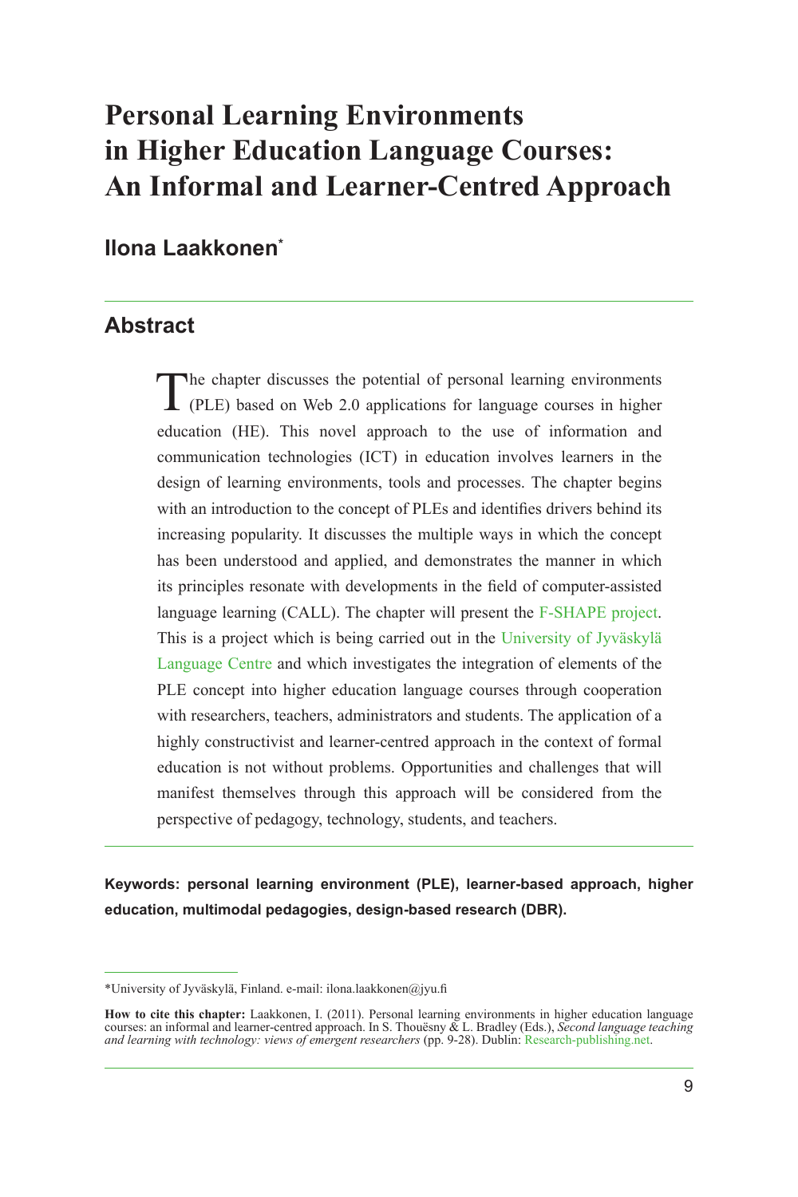# Personal Learning Environments in Higher Education Language Courses: An Informal and Learner-Centred Approach

## Ilona Laakkonen[*]

## Abstract

The chapter discusses the potential of personal learning environments (PLE) based on Web 2.0 applications for language courses in higher education (HE). This novel approach to the use of information and communication technologies (ICT) in education involves learners in the design of learning environments, tools and processes. The chapter begins with an introduction to the concept of PLEs and identifies drivers behind its increasing popularity. It discusses the multiple ways in which the concept has been understood and applied, and demonstrates the manner in which its principles resonate with developments in the field of computer-assisted language learning (CALL). The chapter will present the F-SHAPE project. This is a project which is being carried out in the University of Jyväskylä Language Centre and which investigates the integration of elements of the PLE concept into higher education language courses through cooperation with researchers, teachers, administrators and students. The application of a highly constructivist and learner-centred approach in the context of formal education is not without problems. Opportunities and challenges that will manifest themselves through this approach will be considered from the perspective of pedagogy, technology, students, and teachers.

**Keywords: personal learning environment (PLE), learner-based approach, higher education, multimodal pedagogies, design-based research (DBR).**

*University of Jyväskylä, Finland. e-mail: ilona.laakkonen@jyu.fi

**How to cite this chapter:** Laakkonen, I. (2011). Personal learning environments in higher education language courses: an informal and learner-centred approach. In S. Thouësny & L. Bradley (Eds.), *Second language teaching and learning with technology: views of emergent researchers* (pp. 9-28). Dublin: Research-publishing.net.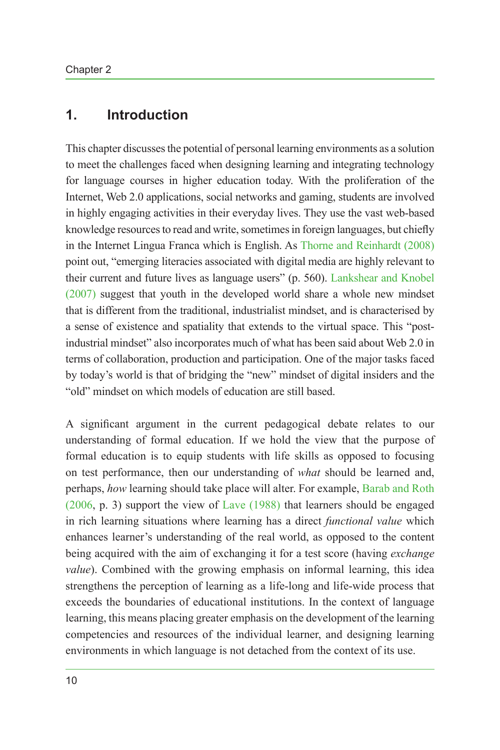## 1. Introduction

This chapter discusses the potential of personal learning environments as a solution to meet the challenges faced when designing learning and integrating technology for language courses in higher education today. With the proliferation of the Internet, Web 2.0 applications, social networks and gaming, students are involved in highly engaging activities in their everyday lives. They use the vast web-based knowledge resources to read and write, sometimes in foreign languages, but chiefly in the Internet Lingua Franca which is English. As Thorne and Reinhardt (2008) point out, "emerging literacies associated with digital media are highly relevant to their current and future lives as language users" (p. 560). Lankshear and Knobel (2007) suggest that youth in the developed world share a whole new mindset that is different from the traditional, industrialist mindset, and is characterised by a sense of existence and spatiality that extends to the virtual space. This "post-industrial mindset" also incorporates much of what has been said about Web 2.0 in terms of collaboration, production and participation. One of the major tasks faced by today's world is that of bridging the "new" mindset of digital insiders and the "old" mindset on which models of education are still based.

A significant argument in the current pedagogical debate relates to our understanding of formal education. If we hold the view that the purpose of formal education is to equip students with life skills as opposed to focusing on test performance, then our understanding of *what* should be learned and, perhaps, *how* learning should take place will alter. For example, Barab and Roth (2006, p. 3) support the view of Lave (1988) that learners should be engaged in rich learning situations where learning has a direct *functional value* which enhances learner's understanding of the real world, as opposed to the content being acquired with the aim of exchanging it for a test score (having *exchange value*). Combined with the growing emphasis on informal learning, this idea strengthens the perception of learning as a life-long and life-wide process that exceeds the boundaries of educational institutions. In the context of language learning, this means placing greater emphasis on the development of the learning competencies and resources of the individual learner, and designing learning environments in which language is not detached from the context of its use.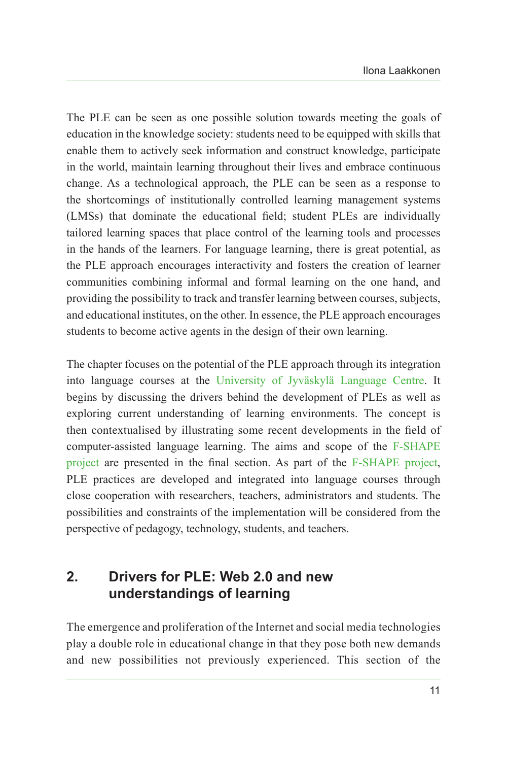The PLE can be seen as one possible solution towards meeting the goals of education in the knowledge society: students need to be equipped with skills that enable them to actively seek information and construct knowledge, participate in the world, maintain learning throughout their lives and embrace continuous change. As a technological approach, the PLE can be seen as a response to the shortcomings of institutionally controlled learning management systems (LMSs) that dominate the educational field; student PLEs are individually tailored learning spaces that place control of the learning tools and processes in the hands of the learners. For language learning, there is great potential, as the PLE approach encourages interactivity and fosters the creation of learner communities combining informal and formal learning on the one hand, and providing the possibility to track and transfer learning between courses, subjects, and educational institutes, on the other. In essence, the PLE approach encourages students to become active agents in the design of their own learning.

The chapter focuses on the potential of the PLE approach through its integration into language courses at the University of Jyväskylä Language Centre. It begins by discussing the drivers behind the development of PLEs as well as exploring current understanding of learning environments. The concept is then contextualised by illustrating some recent developments in the field of computer-assisted language learning. The aims and scope of the F-SHAPE project are presented in the final section. As part of the F-SHAPE project, PLE practices are developed and integrated into language courses through close cooperation with researchers, teachers, administrators and students. The possibilities and constraints of the implementation will be considered from the perspective of pedagogy, technology, students, and teachers.

## 2. Drivers for PLE: Web 2.0 and new understandings of learning

The emergence and proliferation of the Internet and social media technologies play a double role in educational change in that they pose both new demands and new possibilities not previously experienced. This section of the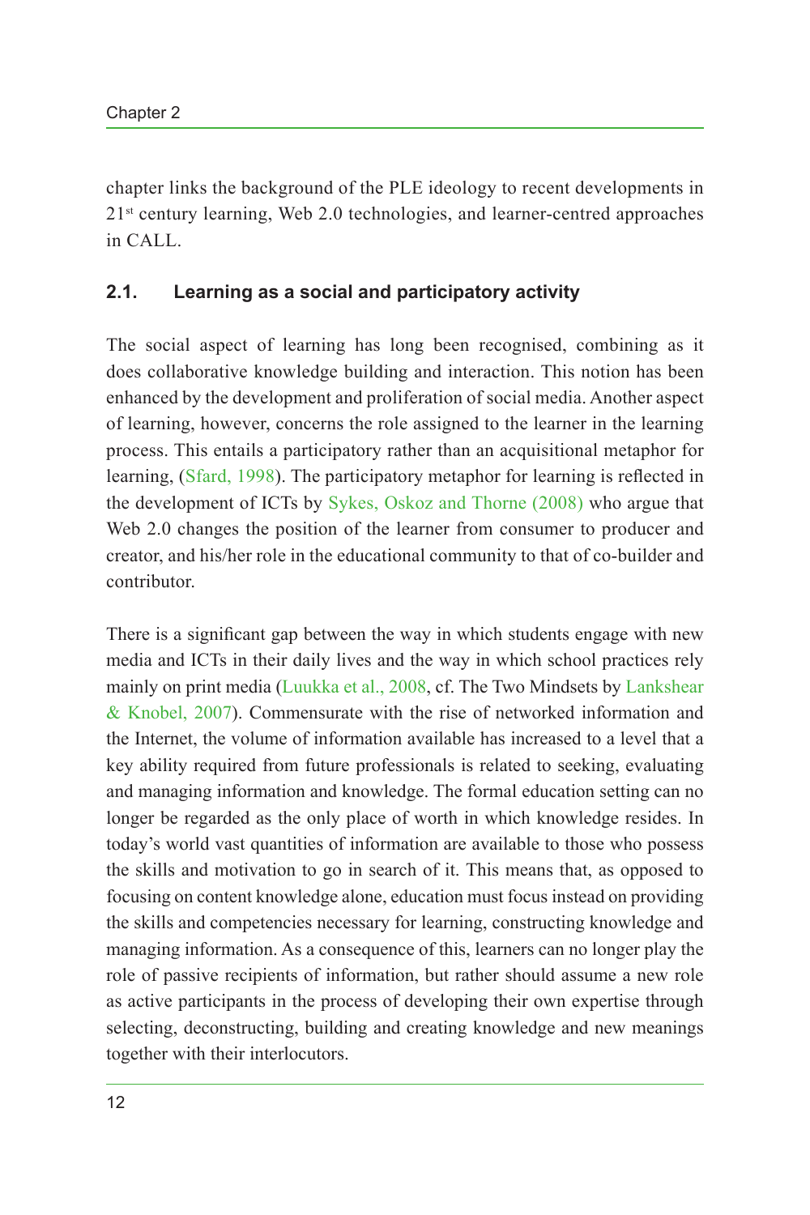chapter links the background of the PLE ideology to recent developments in 21st century learning, Web 2.0 technologies, and learner-centred approaches in CALL.

## 2.1. Learning as a social and participatory activity

The social aspect of learning has long been recognised, combining as it does collaborative knowledge building and interaction. This notion has been enhanced by the development and proliferation of social media. Another aspect of learning, however, concerns the role assigned to the learner in the learning process. This entails a participatory rather than an acquisitional metaphor for learning, (Sfard, 1998). The participatory metaphor for learning is reflected in the development of ICTs by Sykes, Oskoz and Thorne (2008) who argue that Web 2.0 changes the position of the learner from consumer to producer and creator, and his/her role in the educational community to that of co-builder and contributor.

There is a significant gap between the way in which students engage with new media and ICTs in their daily lives and the way in which school practices rely mainly on print media (Luukka et al., 2008, cf. The Two Mindsets by Lankshear & Knobel, 2007). Commensurate with the rise of networked information and the Internet, the volume of information available has increased to a level that a key ability required from future professionals is related to seeking, evaluating and managing information and knowledge. The formal education setting can no longer be regarded as the only place of worth in which knowledge resides. In today's world vast quantities of information are available to those who possess the skills and motivation to go in search of it. This means that, as opposed to focusing on content knowledge alone, education must focus instead on providing the skills and competencies necessary for learning, constructing knowledge and managing information. As a consequence of this, learners can no longer play the role of passive recipients of information, but rather should assume a new role as active participants in the process of developing their own expertise through selecting, deconstructing, building and creating knowledge and new meanings together with their interlocutors.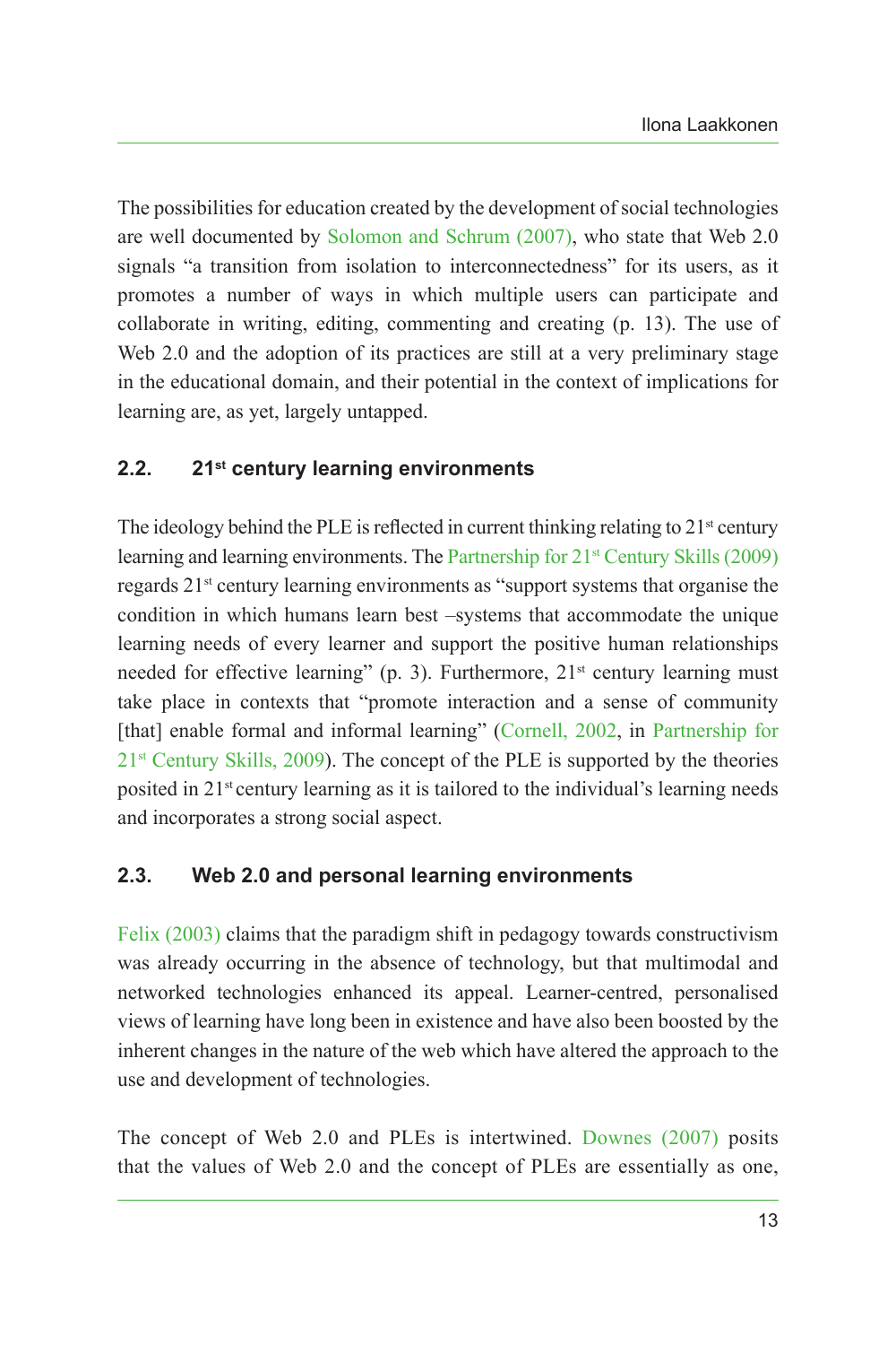The possibilities for education created by the development of social technologies are well documented by Solomon and Schrum (2007), who state that Web 2.0 signals “a transition from isolation to interconnectedness” for its users, as it promotes a number of ways in which multiple users can participate and collaborate in writing, editing, commenting and creating (p. 13). The use of Web 2.0 and the adoption of its practices are still at a very preliminary stage in the educational domain, and their potential in the context of implications for learning are, as yet, largely untapped.

## 2.2. 21st century learning environments

The ideology behind the PLE is reflected in current thinking relating to 21st century learning and learning environments. The Partnership for 21st Century Skills (2009) regards 21st century learning environments as “support systems that organise the condition in which humans learn best –systems that accommodate the unique learning needs of every learner and support the positive human relationships needed for effective learning” (p. 3). Furthermore, 21st century learning must take place in contexts that “promote interaction and a sense of community [that] enable formal and informal learning” (Cornell, 2002, in Partnership for 21st Century Skills, 2009). The concept of the PLE is supported by the theories posited in 21st century learning as it is tailored to the individual’s learning needs and incorporates a strong social aspect.

## 2.3. Web 2.0 and personal learning environments

Felix (2003) claims that the paradigm shift in pedagogy towards constructivism was already occurring in the absence of technology, but that multimodal and networked technologies enhanced its appeal. Learner-centred, personalised views of learning have long been in existence and have also been boosted by the inherent changes in the nature of the web which have altered the approach to the use and development of technologies.

The concept of Web 2.0 and PLEs is intertwined. Downes (2007) posits that the values of Web 2.0 and the concept of PLEs are essentially as one,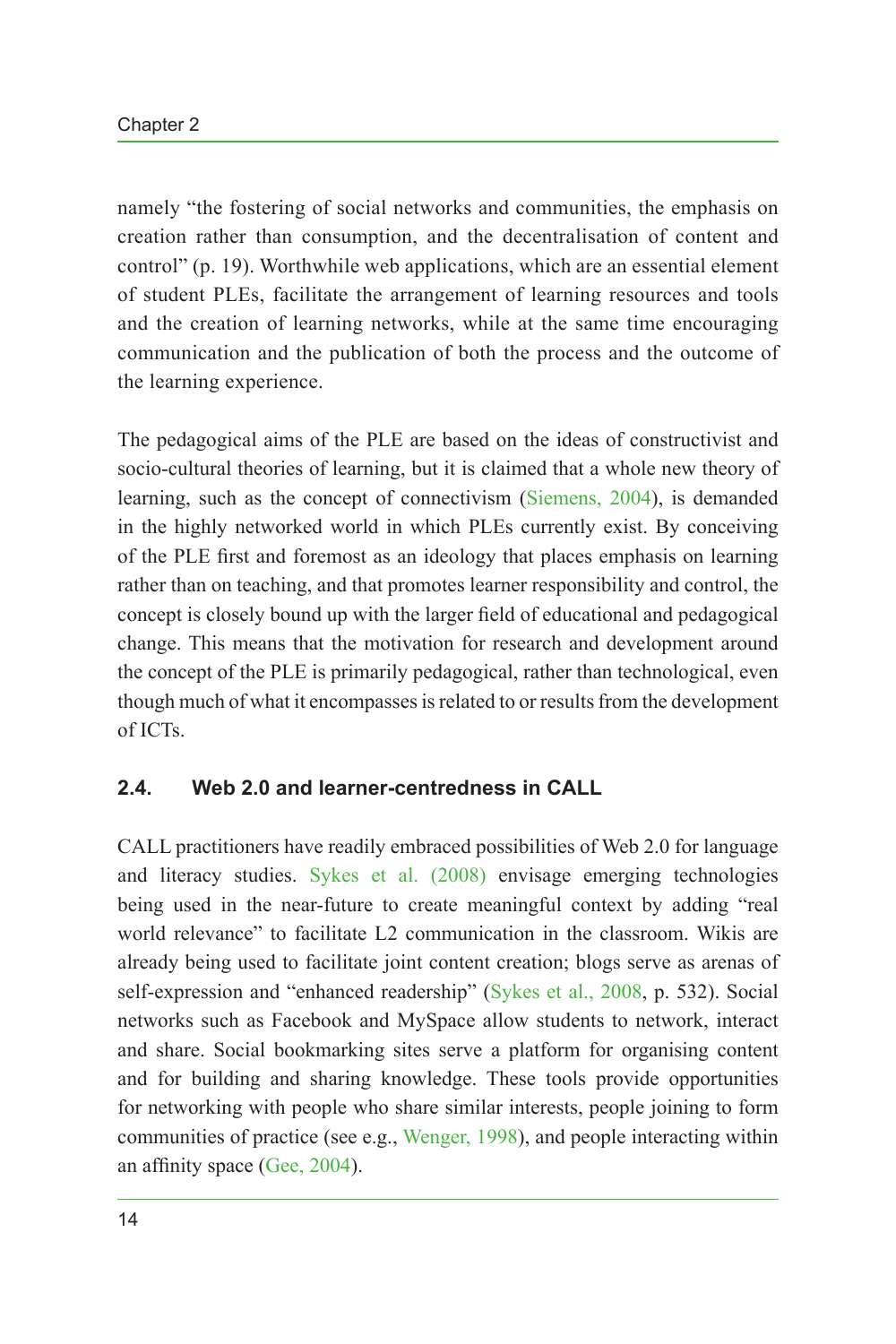namely "the fostering of social networks and communities, the emphasis on creation rather than consumption, and the decentralisation of content and control" (p. 19). Worthwhile web applications, which are an essential element of student PLEs, facilitate the arrangement of learning resources and tools and the creation of learning networks, while at the same time encouraging communication and the publication of both the process and the outcome of the learning experience.

The pedagogical aims of the PLE are based on the ideas of constructivist and socio-cultural theories of learning, but it is claimed that a whole new theory of learning, such as the concept of connectivism (Siemens, 2004), is demanded in the highly networked world in which PLEs currently exist. By conceiving of the PLE first and foremost as an ideology that places emphasis on learning rather than on teaching, and that promotes learner responsibility and control, the concept is closely bound up with the larger field of educational and pedagogical change. This means that the motivation for research and development around the concept of the PLE is primarily pedagogical, rather than technological, even though much of what it encompasses is related to or results from the development of ICTs.

### 2.4. Web 2.0 and learner-centredness in CALL

CALL practitioners have readily embraced possibilities of Web 2.0 for language and literacy studies. Sykes et al. (2008) envisage emerging technologies being used in the near-future to create meaningful context by adding "real world relevance" to facilitate L2 communication in the classroom. Wikis are already being used to facilitate joint content creation; blogs serve as arenas of self-expression and "enhanced readership" (Sykes et al., 2008, p. 532). Social networks such as Facebook and MySpace allow students to network, interact and share. Social bookmarking sites serve a platform for organising content and for building and sharing knowledge. These tools provide opportunities for networking with people who share similar interests, people joining to form communities of practice (see e.g., Wenger, 1998), and people interacting within an affinity space (Gee, 2004).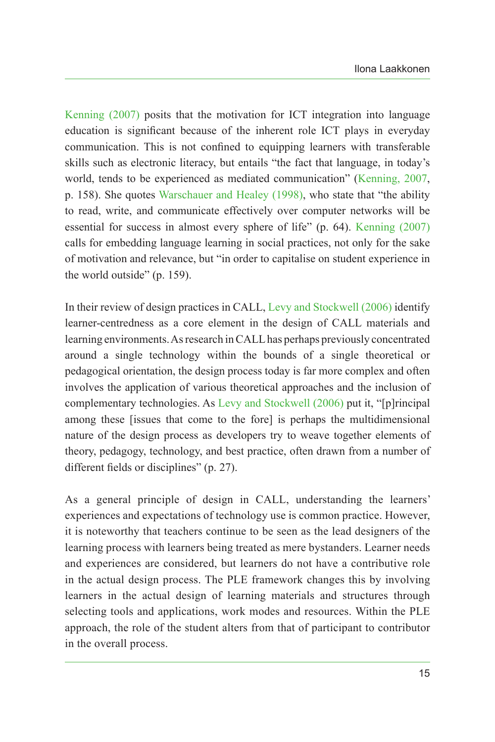Kenning (2007) posits that the motivation for ICT integration into language education is significant because of the inherent role ICT plays in everyday communication. This is not confined to equipping learners with transferable skills such as electronic literacy, but entails "the fact that language, in today's world, tends to be experienced as mediated communication" (Kenning, 2007, p. 158). She quotes Warschauer and Healey (1998), who state that "the ability to read, write, and communicate effectively over computer networks will be essential for success in almost every sphere of life" (p. 64). Kenning (2007) calls for embedding language learning in social practices, not only for the sake of motivation and relevance, but "in order to capitalise on student experience in the world outside" (p. 159).

In their review of design practices in CALL, Levy and Stockwell (2006) identify learner-centredness as a core element in the design of CALL materials and learning environments. As research in CALL has perhaps previously concentrated around a single technology within the bounds of a single theoretical or pedagogical orientation, the design process today is far more complex and often involves the application of various theoretical approaches and the inclusion of complementary technologies. As Levy and Stockwell (2006) put it, "[p]rincipal among these [issues that come to the fore] is perhaps the multidimensional nature of the design process as developers try to weave together elements of theory, pedagogy, technology, and best practice, often drawn from a number of different fields or disciplines" (p. 27).

As a general principle of design in CALL, understanding the learners' experiences and expectations of technology use is common practice. However, it is noteworthy that teachers continue to be seen as the lead designers of the learning process with learners being treated as mere bystanders. Learner needs and experiences are considered, but learners do not have a contributive role in the actual design process. The PLE framework changes this by involving learners in the actual design of learning materials and structures through selecting tools and applications, work modes and resources. Within the PLE approach, the role of the student alters from that of participant to contributor in the overall process.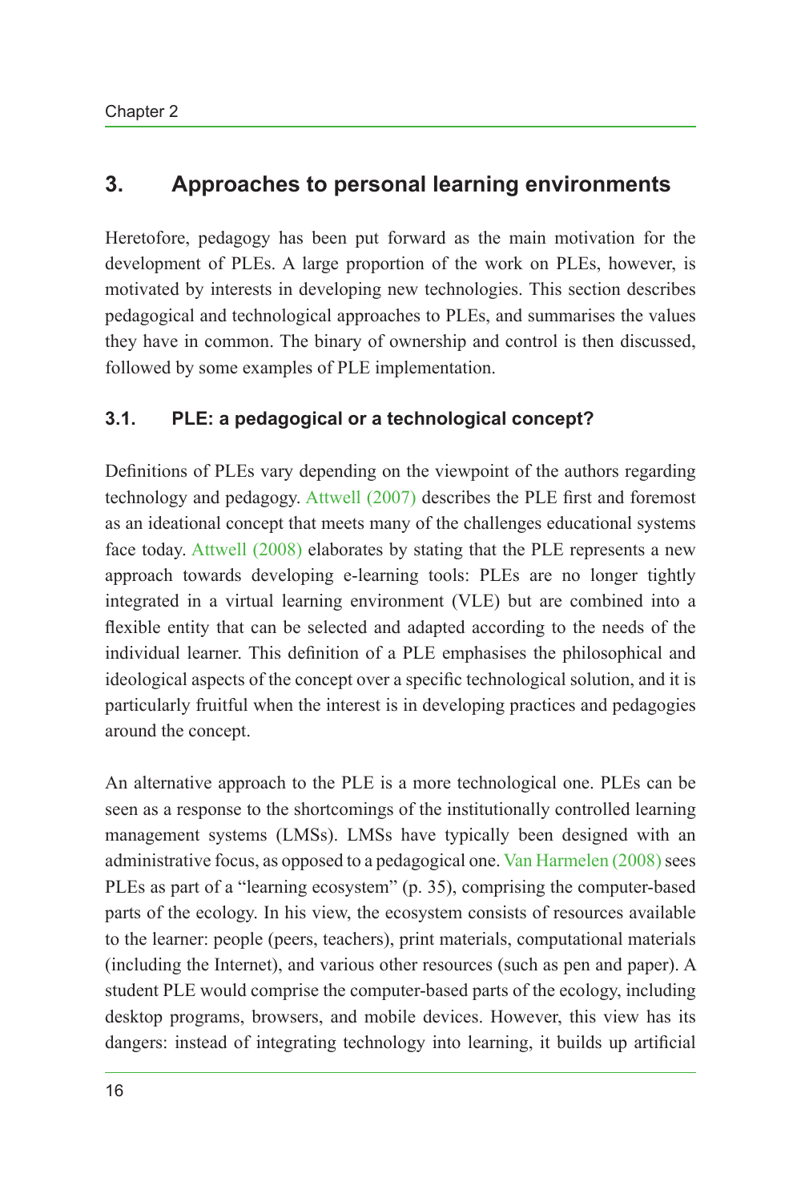## 3. Approaches to personal learning environments

Heretofore, pedagogy has been put forward as the main motivation for the development of PLEs. A large proportion of the work on PLEs, however, is motivated by interests in developing new technologies. This section describes pedagogical and technological approaches to PLEs, and summarises the values they have in common. The binary of ownership and control is then discussed, followed by some examples of PLE implementation.

### 3.1. PLE: a pedagogical or a technological concept?

Definitions of PLEs vary depending on the viewpoint of the authors regarding technology and pedagogy. Attwell (2007) describes the PLE first and foremost as an ideational concept that meets many of the challenges educational systems face today. Attwell (2008) elaborates by stating that the PLE represents a new approach towards developing e-learning tools: PLEs are no longer tightly integrated in a virtual learning environment (VLE) but are combined into a flexible entity that can be selected and adapted according to the needs of the individual learner. This definition of a PLE emphasises the philosophical and ideological aspects of the concept over a specific technological solution, and it is particularly fruitful when the interest is in developing practices and pedagogies around the concept.

An alternative approach to the PLE is a more technological one. PLEs can be seen as a response to the shortcomings of the institutionally controlled learning management systems (LMSs). LMSs have typically been designed with an administrative focus, as opposed to a pedagogical one. Van Harmelen (2008) sees PLEs as part of a "learning ecosystem" (p. 35), comprising the computer-based parts of the ecology. In his view, the ecosystem consists of resources available to the learner: people (peers, teachers), print materials, computational materials (including the Internet), and various other resources (such as pen and paper). A student PLE would comprise the computer-based parts of the ecology, including desktop programs, browsers, and mobile devices. However, this view has its dangers: instead of integrating technology into learning, it builds up artificial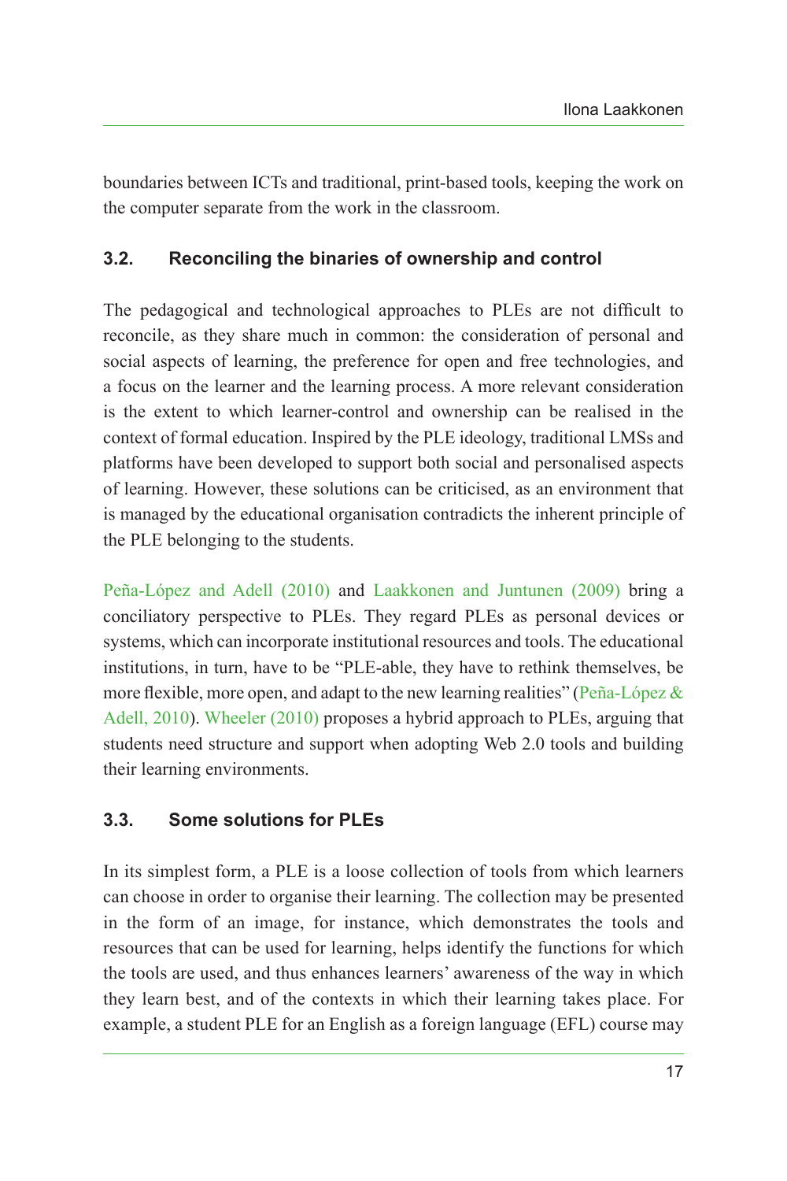boundaries between ICTs and traditional, print-based tools, keeping the work on the computer separate from the work in the classroom.

### 3.2. Reconciling the binaries of ownership and control

The pedagogical and technological approaches to PLEs are not difficult to reconcile, as they share much in common: the consideration of personal and social aspects of learning, the preference for open and free technologies, and a focus on the learner and the learning process. A more relevant consideration is the extent to which learner-control and ownership can be realised in the context of formal education. Inspired by the PLE ideology, traditional LMSs and platforms have been developed to support both social and personalised aspects of learning. However, these solutions can be criticised, as an environment that is managed by the educational organisation contradicts the inherent principle of the PLE belonging to the students.

Peña-López and Adell (2010) and Laakkonen and Juntunen (2009) bring a conciliatory perspective to PLEs. They regard PLEs as personal devices or systems, which can incorporate institutional resources and tools. The educational institutions, in turn, have to be "PLE-able, they have to rethink themselves, be more flexible, more open, and adapt to the new learning realities" (Peña-López & Adell, 2010). Wheeler (2010) proposes a hybrid approach to PLEs, arguing that students need structure and support when adopting Web 2.0 tools and building their learning environments.

### 3.3. Some solutions for PLEs

In its simplest form, a PLE is a loose collection of tools from which learners can choose in order to organise their learning. The collection may be presented in the form of an image, for instance, which demonstrates the tools and resources that can be used for learning, helps identify the functions for which the tools are used, and thus enhances learners' awareness of the way in which they learn best, and of the contexts in which their learning takes place. For example, a student PLE for an English as a foreign language (EFL) course may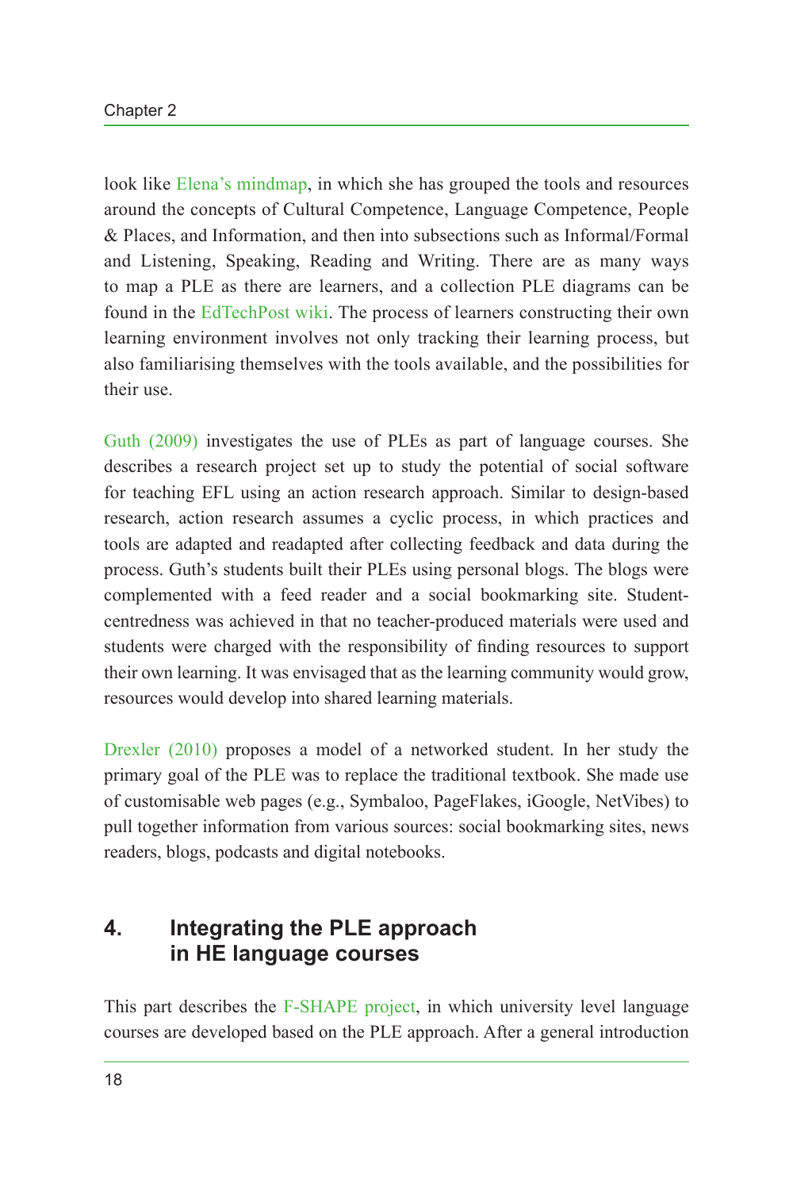look like Elena's mindmap, in which she has grouped the tools and resources around the concepts of Cultural Competence, Language Competence, People & Places, and Information, and then into subsections such as Informal/Formal and Listening, Speaking, Reading and Writing. There are as many ways to map a PLE as there are learners, and a collection PLE diagrams can be found in the EdTechPost wiki. The process of learners constructing their own learning environment involves not only tracking their learning process, but also familiarising themselves with the tools available, and the possibilities for their use.

Guth (2009) investigates the use of PLEs as part of language courses. She describes a research project set up to study the potential of social software for teaching EFL using an action research approach. Similar to design-based research, action research assumes a cyclic process, in which practices and tools are adapted and readapted after collecting feedback and data during the process. Guth's students built their PLEs using personal blogs. The blogs were complemented with a feed reader and a social bookmarking site. Student-centredness was achieved in that no teacher-produced materials were used and students were charged with the responsibility of finding resources to support their own learning. It was envisaged that as the learning community would grow, resources would develop into shared learning materials.

Drexler (2010) proposes a model of a networked student. In her study the primary goal of the PLE was to replace the traditional textbook. She made use of customisable web pages (e.g., Symbaloo, PageFlakes, iGoogle, NetVibes) to pull together information from various sources: social bookmarking sites, news readers, blogs, podcasts and digital notebooks.

## 4. Integrating the PLE approach in HE language courses

This part describes the F-SHAPE project, in which university level language courses are developed based on the PLE approach. After a general introduction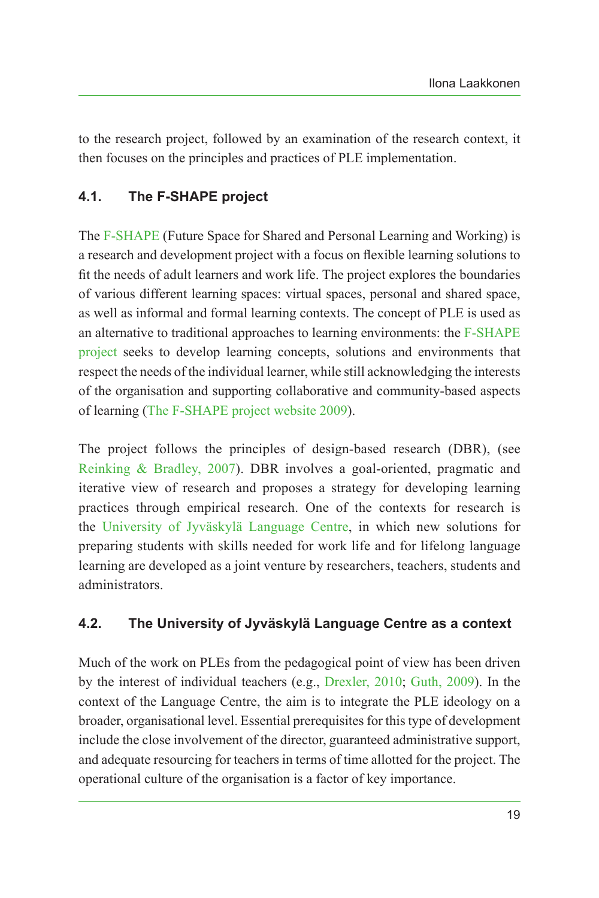to the research project, followed by an examination of the research context, it then focuses on the principles and practices of PLE implementation.

### 4.1. The F-SHAPE project

The F-SHAPE (Future Space for Shared and Personal Learning and Working) is a research and development project with a focus on flexible learning solutions to fit the needs of adult learners and work life. The project explores the boundaries of various different learning spaces: virtual spaces, personal and shared space, as well as informal and formal learning contexts. The concept of PLE is used as an alternative to traditional approaches to learning environments: the F-SHAPE project seeks to develop learning concepts, solutions and environments that respect the needs of the individual learner, while still acknowledging the interests of the organisation and supporting collaborative and community-based aspects of learning (The F-SHAPE project website 2009).

The project follows the principles of design-based research (DBR), (see Reinking & Bradley, 2007). DBR involves a goal-oriented, pragmatic and iterative view of research and proposes a strategy for developing learning practices through empirical research. One of the contexts for research is the University of Jyväskylä Language Centre, in which new solutions for preparing students with skills needed for work life and for lifelong language learning are developed as a joint venture by researchers, teachers, students and administrators.

### 4.2. The University of Jyväskylä Language Centre as a context

Much of the work on PLEs from the pedagogical point of view has been driven by the interest of individual teachers (e.g., Drexler, 2010; Guth, 2009). In the context of the Language Centre, the aim is to integrate the PLE ideology on a broader, organisational level. Essential prerequisites for this type of development include the close involvement of the director, guaranteed administrative support, and adequate resourcing for teachers in terms of time allotted for the project. The operational culture of the organisation is a factor of key importance.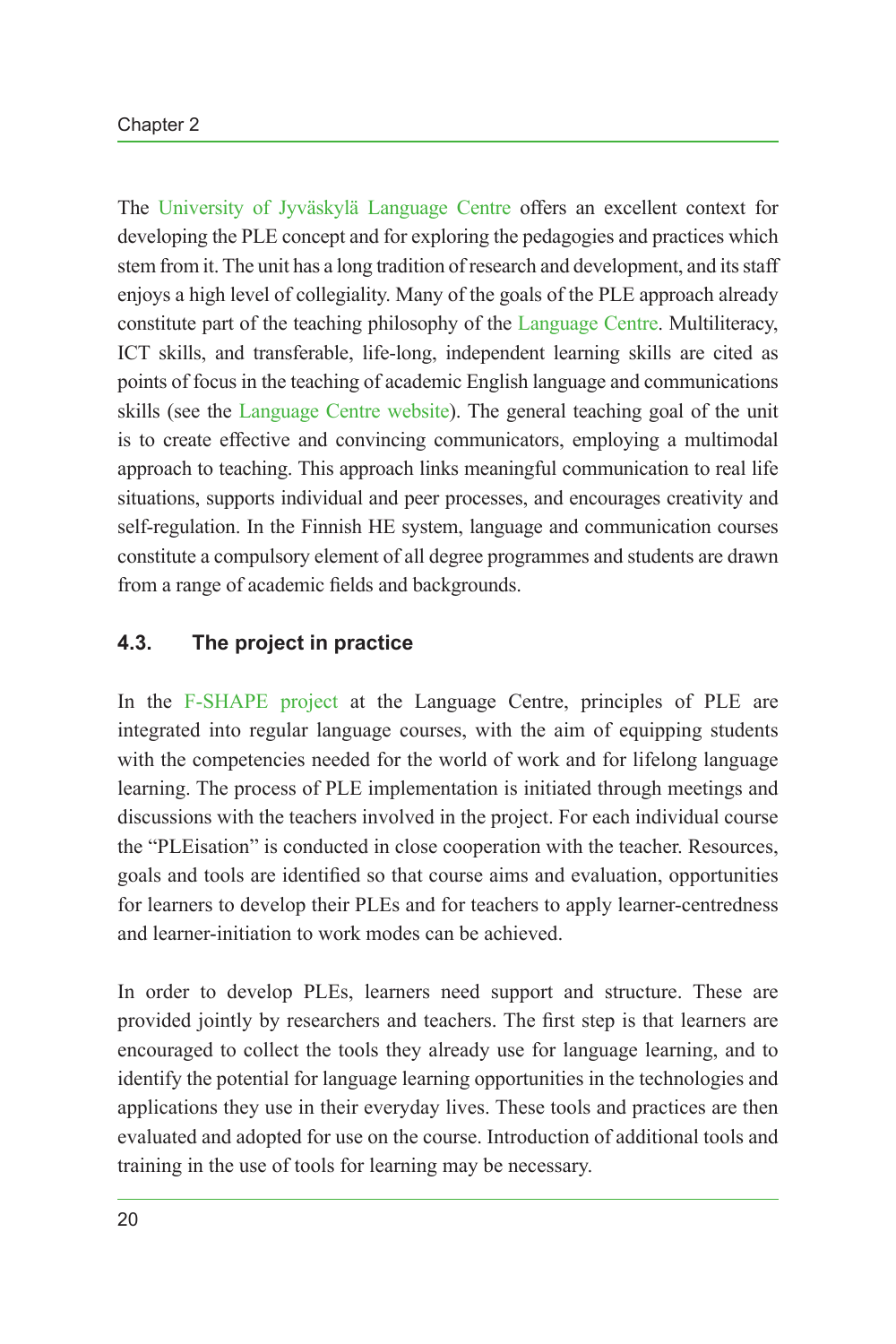The University of Jyväskylä Language Centre offers an excellent context for developing the PLE concept and for exploring the pedagogies and practices which stem from it. The unit has a long tradition of research and development, and its staff enjoys a high level of collegiality. Many of the goals of the PLE approach already constitute part of the teaching philosophy of the Language Centre. Multiliteracy, ICT skills, and transferable, life-long, independent learning skills are cited as points of focus in the teaching of academic English language and communications skills (see the Language Centre website). The general teaching goal of the unit is to create effective and convincing communicators, employing a multimodal approach to teaching. This approach links meaningful communication to real life situations, supports individual and peer processes, and encourages creativity and self-regulation. In the Finnish HE system, language and communication courses constitute a compulsory element of all degree programmes and students are drawn from a range of academic fields and backgrounds.

### 4.3. The project in practice

In the F-SHAPE project at the Language Centre, principles of PLE are integrated into regular language courses, with the aim of equipping students with the competencies needed for the world of work and for lifelong language learning. The process of PLE implementation is initiated through meetings and discussions with the teachers involved in the project. For each individual course the "PLEisation" is conducted in close cooperation with the teacher. Resources, goals and tools are identified so that course aims and evaluation, opportunities for learners to develop their PLEs and for teachers to apply learner-centredness and learner-initiation to work modes can be achieved.

In order to develop PLEs, learners need support and structure. These are provided jointly by researchers and teachers. The first step is that learners are encouraged to collect the tools they already use for language learning, and to identify the potential for language learning opportunities in the technologies and applications they use in their everyday lives. These tools and practices are then evaluated and adopted for use on the course. Introduction of additional tools and training in the use of tools for learning may be necessary.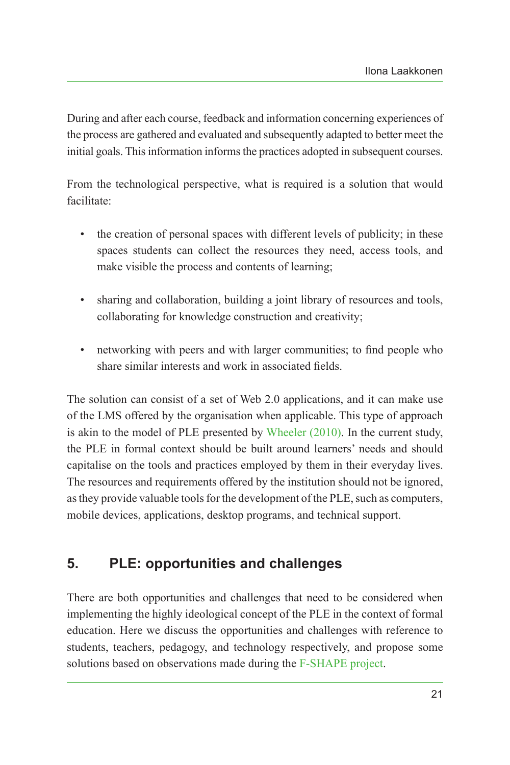During and after each course, feedback and information concerning experiences of the process are gathered and evaluated and subsequently adapted to better meet the initial goals. This information informs the practices adopted in subsequent courses.

From the technological perspective, what is required is a solution that would facilitate:

- the creation of personal spaces with different levels of publicity; in these spaces students can collect the resources they need, access tools, and make visible the process and contents of learning;

- sharing and collaboration, building a joint library of resources and tools, collaborating for knowledge construction and creativity;

- networking with peers and with larger communities; to find people who share similar interests and work in associated fields.

The solution can consist of a set of Web 2.0 applications, and it can make use of the LMS offered by the organisation when applicable. This type of approach is akin to the model of PLE presented by Wheeler (2010). In the current study, the PLE in formal context should be built around learners' needs and should capitalise on the tools and practices employed by them in their everyday lives. The resources and requirements offered by the institution should not be ignored, as they provide valuable tools for the development of the PLE, such as computers, mobile devices, applications, desktop programs, and technical support.

## 5. PLE: opportunities and challenges

There are both opportunities and challenges that need to be considered when implementing the highly ideological concept of the PLE in the context of formal education. Here we discuss the opportunities and challenges with reference to students, teachers, pedagogy, and technology respectively, and propose some solutions based on observations made during the F-SHAPE project.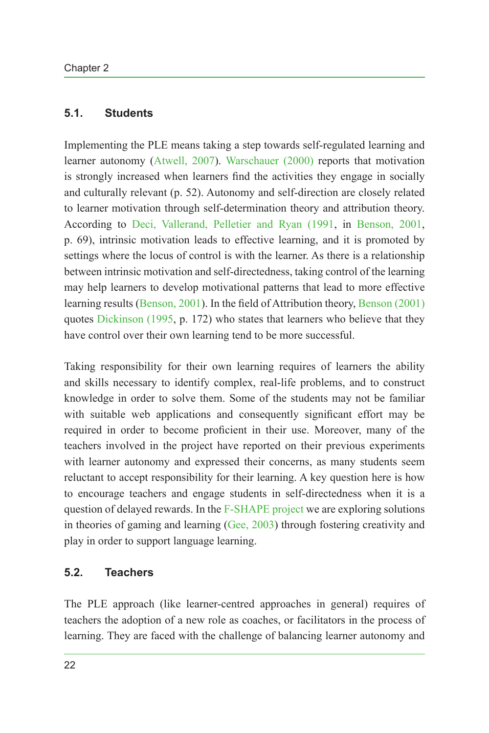### 5.1. Students

Implementing the PLE means taking a step towards self-regulated learning and learner autonomy (Atwell, 2007). Warschauer (2000) reports that motivation is strongly increased when learners find the activities they engage in socially and culturally relevant (p. 52). Autonomy and self-direction are closely related to learner motivation through self-determination theory and attribution theory. According to Deci, Vallerand, Pelletier and Ryan (1991, in Benson, 2001, p. 69), intrinsic motivation leads to effective learning, and it is promoted by settings where the locus of control is with the learner. As there is a relationship between intrinsic motivation and self-directedness, taking control of the learning may help learners to develop motivational patterns that lead to more effective learning results (Benson, 2001). In the field of Attribution theory, Benson (2001) quotes Dickinson (1995, p. 172) who states that learners who believe that they have control over their own learning tend to be more successful.

Taking responsibility for their own learning requires of learners the ability and skills necessary to identify complex, real-life problems, and to construct knowledge in order to solve them. Some of the students may not be familiar with suitable web applications and consequently significant effort may be required in order to become proficient in their use. Moreover, many of the teachers involved in the project have reported on their previous experiments with learner autonomy and expressed their concerns, as many students seem reluctant to accept responsibility for their learning. A key question here is how to encourage teachers and engage students in self-directedness when it is a question of delayed rewards. In the F-SHAPE project we are exploring solutions in theories of gaming and learning (Gee, 2003) through fostering creativity and play in order to support language learning.

### 5.2. Teachers

The PLE approach (like learner-centred approaches in general) requires of teachers the adoption of a new role as coaches, or facilitators in the process of learning. They are faced with the challenge of balancing learner autonomy and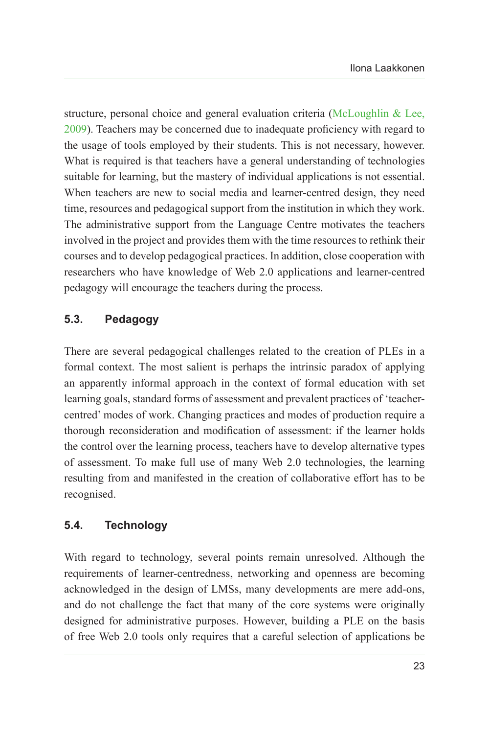structure, personal choice and general evaluation criteria (McLoughlin & Lee, 2009). Teachers may be concerned due to inadequate proficiency with regard to the usage of tools employed by their students. This is not necessary, however. What is required is that teachers have a general understanding of technologies suitable for learning, but the mastery of individual applications is not essential. When teachers are new to social media and learner-centred design, they need time, resources and pedagogical support from the institution in which they work. The administrative support from the Language Centre motivates the teachers involved in the project and provides them with the time resources to rethink their courses and to develop pedagogical practices. In addition, close cooperation with researchers who have knowledge of Web 2.0 applications and learner-centred pedagogy will encourage the teachers during the process.

### 5.3. Pedagogy

There are several pedagogical challenges related to the creation of PLEs in a formal context. The most salient is perhaps the intrinsic paradox of applying an apparently informal approach in the context of formal education with set learning goals, standard forms of assessment and prevalent practices of 'teacher-centred' modes of work. Changing practices and modes of production require a thorough reconsideration and modification of assessment: if the learner holds the control over the learning process, teachers have to develop alternative types of assessment. To make full use of many Web 2.0 technologies, the learning resulting from and manifested in the creation of collaborative effort has to be recognised.

### 5.4. Technology

With regard to technology, several points remain unresolved. Although the requirements of learner-centredness, networking and openness are becoming acknowledged in the design of LMSs, many developments are mere add-ons, and do not challenge the fact that many of the core systems were originally designed for administrative purposes. However, building a PLE on the basis of free Web 2.0 tools only requires that a careful selection of applications be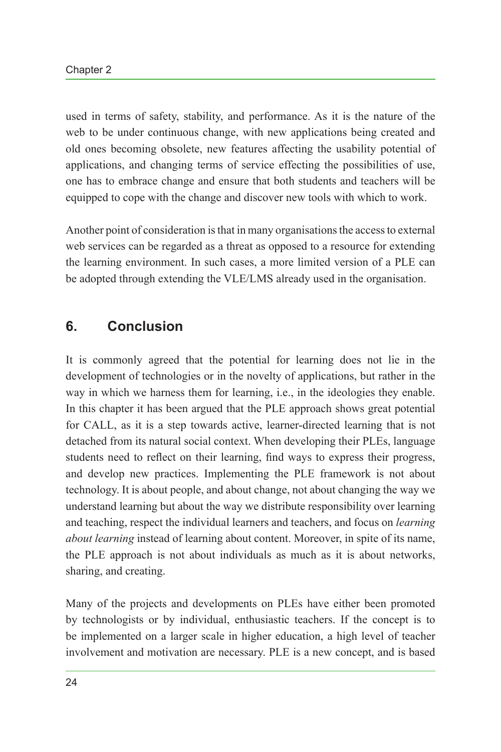used in terms of safety, stability, and performance. As it is the nature of the web to be under continuous change, with new applications being created and old ones becoming obsolete, new features affecting the usability potential of applications, and changing terms of service effecting the possibilities of use, one has to embrace change and ensure that both students and teachers will be equipped to cope with the change and discover new tools with which to work.

Another point of consideration is that in many organisations the access to external web services can be regarded as a threat as opposed to a resource for extending the learning environment. In such cases, a more limited version of a PLE can be adopted through extending the VLE/LMS already used in the organisation.

## 6. Conclusion

It is commonly agreed that the potential for learning does not lie in the development of technologies or in the novelty of applications, but rather in the way in which we harness them for learning, i.e., in the ideologies they enable. In this chapter it has been argued that the PLE approach shows great potential for CALL, as it is a step towards active, learner-directed learning that is not detached from its natural social context. When developing their PLEs, language students need to reflect on their learning, find ways to express their progress, and develop new practices. Implementing the PLE framework is not about technology. It is about people, and about change, not about changing the way we understand learning but about the way we distribute responsibility over learning and teaching, respect the individual learners and teachers, and focus on *learning about learning* instead of learning about content. Moreover, in spite of its name, the PLE approach is not about individuals as much as it is about networks, sharing, and creating.

Many of the projects and developments on PLEs have either been promoted by technologists or by individual, enthusiastic teachers. If the concept is to be implemented on a larger scale in higher education, a high level of teacher involvement and motivation are necessary. PLE is a new concept, and is based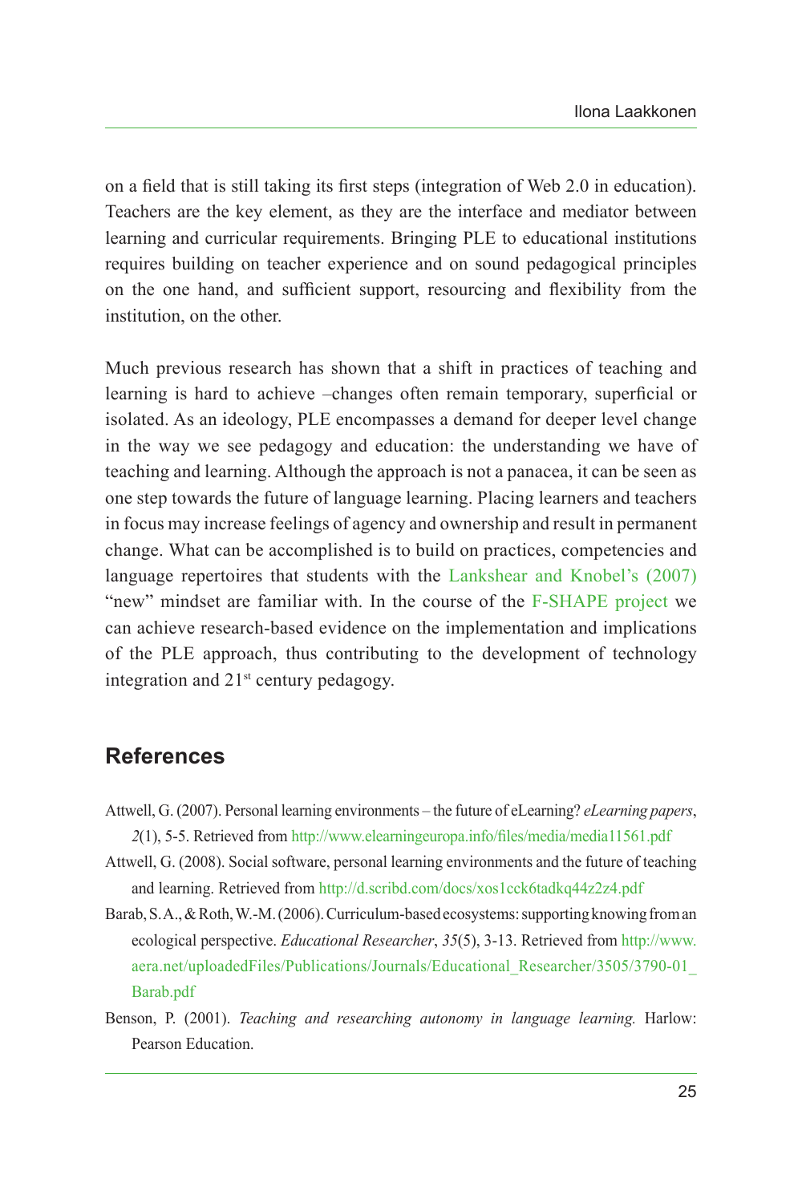on a field that is still taking its first steps (integration of Web 2.0 in education). Teachers are the key element, as they are the interface and mediator between learning and curricular requirements. Bringing PLE to educational institutions requires building on teacher experience and on sound pedagogical principles on the one hand, and sufficient support, resourcing and flexibility from the institution, on the other.

Much previous research has shown that a shift in practices of teaching and learning is hard to achieve –changes often remain temporary, superficial or isolated. As an ideology, PLE encompasses a demand for deeper level change in the way we see pedagogy and education: the understanding we have of teaching and learning. Although the approach is not a panacea, it can be seen as one step towards the future of language learning. Placing learners and teachers in focus may increase feelings of agency and ownership and result in permanent change. What can be accomplished is to build on practices, competencies and language repertoires that students with the Lankshear and Knobel's (2007) "new" mindset are familiar with. In the course of the F-SHAPE project we can achieve research-based evidence on the implementation and implications of the PLE approach, thus contributing to the development of technology integration and 21st century pedagogy.

## References

Attwell, G. (2007). Personal learning environments – the future of eLearning? *eLearning papers*, *2*(1), 5-5. Retrieved from http://www.elearningeuropa.info/files/media/media11561.pdf

Attwell, G. (2008). Social software, personal learning environments and the future of teaching and learning. Retrieved from http://d.scribd.com/docs/xos1cck6tadkq44z2z4.pdf

Barab, S. A., & Roth, W.-M. (2006). Curriculum-based ecosystems: supporting knowing from an ecological perspective. *Educational Researcher*, *35*(5), 3-13. Retrieved from http://www.aera.net/uploadedFiles/Publications/Journals/Educational_Researcher/3505/3790-01_Barab.pdf

Benson, P. (2001). *Teaching and researching autonomy in language learning.* Harlow: Pearson Education.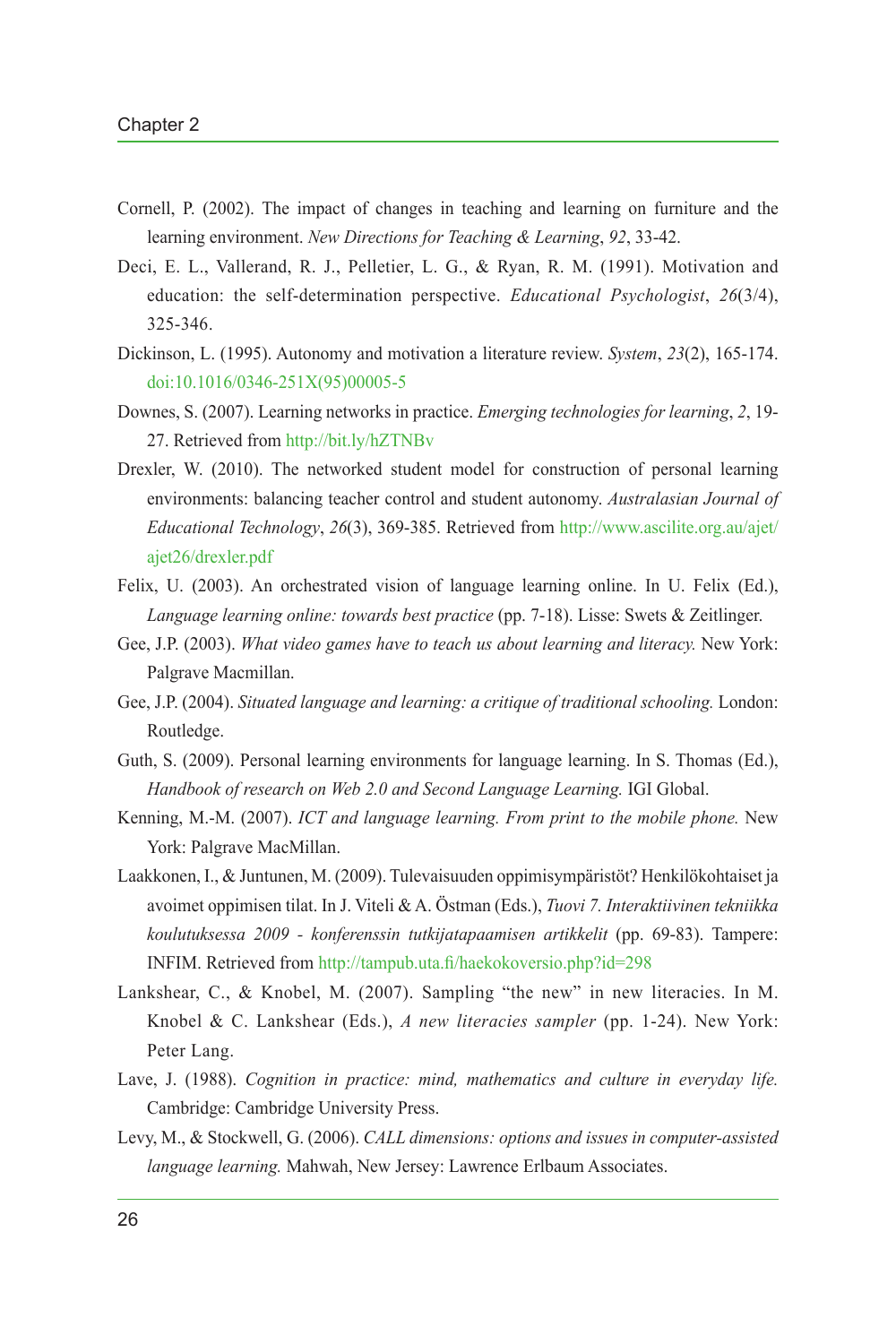Cornell, P. (2002). The impact of changes in teaching and learning on furniture and the learning environment. *New Directions for Teaching & Learning*, *92*, 33-42.

Deci, E. L., Vallerand, R. J., Pelletier, L. G., & Ryan, R. M. (1991). Motivation and education: the self-determination perspective. *Educational Psychologist*, *26*(3/4), 325-346.

Dickinson, L. (1995). Autonomy and motivation a literature review. *System*, *23*(2), 165-174. doi:10.1016/0346-251X(95)00005-5

Downes, S. (2007). Learning networks in practice. *Emerging technologies for learning*, *2*, 19-27. Retrieved from http://bit.ly/hZTNBv

Drexler, W. (2010). The networked student model for construction of personal learning environments: balancing teacher control and student autonomy. *Australasian Journal of Educational Technology*, *26*(3), 369-385. Retrieved from http://www.ascilite.org.au/ajet/ajet26/drexler.pdf

Felix, U. (2003). An orchestrated vision of language learning online. In U. Felix (Ed.), *Language learning online: towards best practice* (pp. 7-18). Lisse: Swets & Zeitlinger.

Gee, J.P. (2003). *What video games have to teach us about learning and literacy.* New York: Palgrave Macmillan.

Gee, J.P. (2004). *Situated language and learning: a critique of traditional schooling.* London: Routledge.

Guth, S. (2009). Personal learning environments for language learning. In S. Thomas (Ed.), *Handbook of research on Web 2.0 and Second Language Learning.* IGI Global.

Kenning, M.-M. (2007). *ICT and language learning. From print to the mobile phone.* New York: Palgrave MacMillan.

Laakkonen, I., & Juntunen, M. (2009). Tulevaisuuden oppimisympäristöt? Henkilökohtaiset ja avoimet oppimisen tilat. In J. Viteli & A. Östman (Eds.), *Tuovi 7. Interaktiivinen tekniikka koulutuksessa 2009 - konferenssin tutkijatapaamisen artikkelit* (pp. 69-83). Tampere: INFIM. Retrieved from http://tampub.uta.fi/haekokoversio.php?id=298

Lankshear, C., & Knobel, M. (2007). Sampling "the new" in new literacies. In M. Knobel & C. Lankshear (Eds.), *A new literacies sampler* (pp. 1-24). New York: Peter Lang.

Lave, J. (1988). *Cognition in practice: mind, mathematics and culture in everyday life.* Cambridge: Cambridge University Press.

Levy, M., & Stockwell, G. (2006). *CALL dimensions: options and issues in computer-assisted language learning.* Mahwah, New Jersey: Lawrence Erlbaum Associates.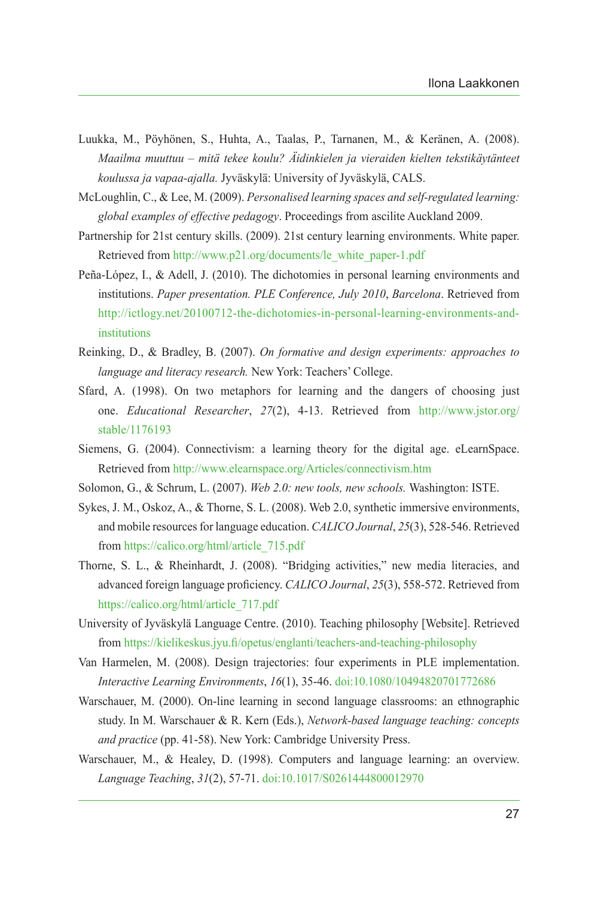Luukka, M., Pöyhönen, S., Huhta, A., Taalas, P., Tarnanen, M., & Keränen, A. (2008). *Maailma muuttuu – mitä tekee koulu? Äidinkielen ja vieraiden kielten tekstikäytänteet koulussa ja vapaa-ajalla.* Jyväskylä: University of Jyväskylä, CALS.

McLoughlin, C., & Lee, M. (2009). *Personalised learning spaces and self-regulated learning: global examples of effective pedagogy*. Proceedings from ascilite Auckland 2009.

Partnership for 21st century skills. (2009). 21st century learning environments. White paper. Retrieved from http://www.p21.org/documents/le_white_paper-1.pdf

Peña-López, I., & Adell, J. (2010). The dichotomies in personal learning environments and institutions. *Paper presentation. PLE Conference, July 2010*, *Barcelona*. Retrieved from http://ictlogy.net/20100712-the-dichotomies-in-personal-learning-environments-and-institutions

Reinking, D., & Bradley, B. (2007). *On formative and design experiments: approaches to language and literacy research.* New York: Teachers' College.

Sfard, A. (1998). On two metaphors for learning and the dangers of choosing just one. *Educational Researcher*, *27*(2), 4-13. Retrieved from http://www.jstor.org/stable/1176193

Siemens, G. (2004). Connectivism: a learning theory for the digital age. eLearnSpace. Retrieved from http://www.elearnspace.org/Articles/connectivism.htm

Solomon, G., & Schrum, L. (2007). *Web 2.0: new tools, new schools.* Washington: ISTE.

Sykes, J. M., Oskoz, A., & Thorne, S. L. (2008). Web 2.0, synthetic immersive environments, and mobile resources for language education. *CALICO Journal*, *25*(3), 528-546. Retrieved from https://calico.org/html/article_715.pdf

Thorne, S. L., & Rheinhardt, J. (2008). "Bridging activities," new media literacies, and advanced foreign language proficiency. *CALICO Journal*, *25*(3), 558-572. Retrieved from https://calico.org/html/article_717.pdf

University of Jyväskylä Language Centre. (2010). Teaching philosophy [Website]. Retrieved from https://kielikeskus.jyu.fi/opetus/englanti/teachers-and-teaching-philosophy

Van Harmelen, M. (2008). Design trajectories: four experiments in PLE implementation. *Interactive Learning Environments*, *16*(1), 35-46. doi:10.1080/10494820701772686

Warschauer, M. (2000). On-line learning in second language classrooms: an ethnographic study. In M. Warschauer & R. Kern (Eds.), *Network-based language teaching: concepts and practice* (pp. 41-58). New York: Cambridge University Press.

Warschauer, M., & Healey, D. (1998). Computers and language learning: an overview. *Language Teaching*, *31*(2), 57-71. doi:10.1017/S0261444800012970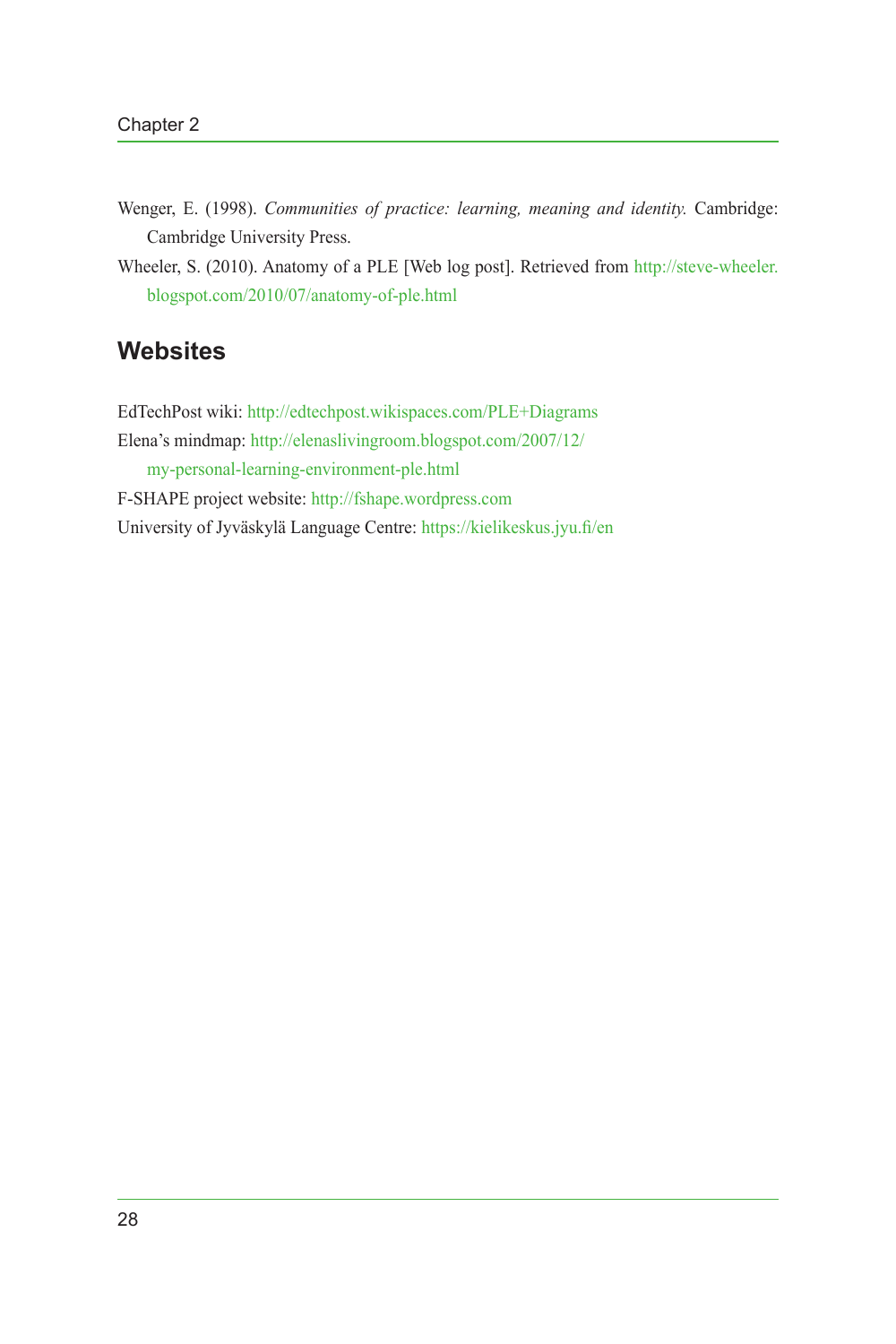Wenger, E. (1998). *Communities of practice: learning, meaning and identity.* Cambridge: Cambridge University Press.

Wheeler, S. (2010). Anatomy of a PLE [Web log post]. Retrieved from http://steve-wheeler.blogspot.com/2010/07/anatomy-of-ple.html

## Websites

EdTechPost wiki: http://edtechpost.wikispaces.com/PLE+Diagrams

Elena's mindmap: http://elenaslivingroom.blogspot.com/2007/12/my-personal-learning-environment-ple.html

F-SHAPE project website: http://fshape.wordpress.com

University of Jyväskylä Language Centre: https://kielikeskus.jyu.fi/en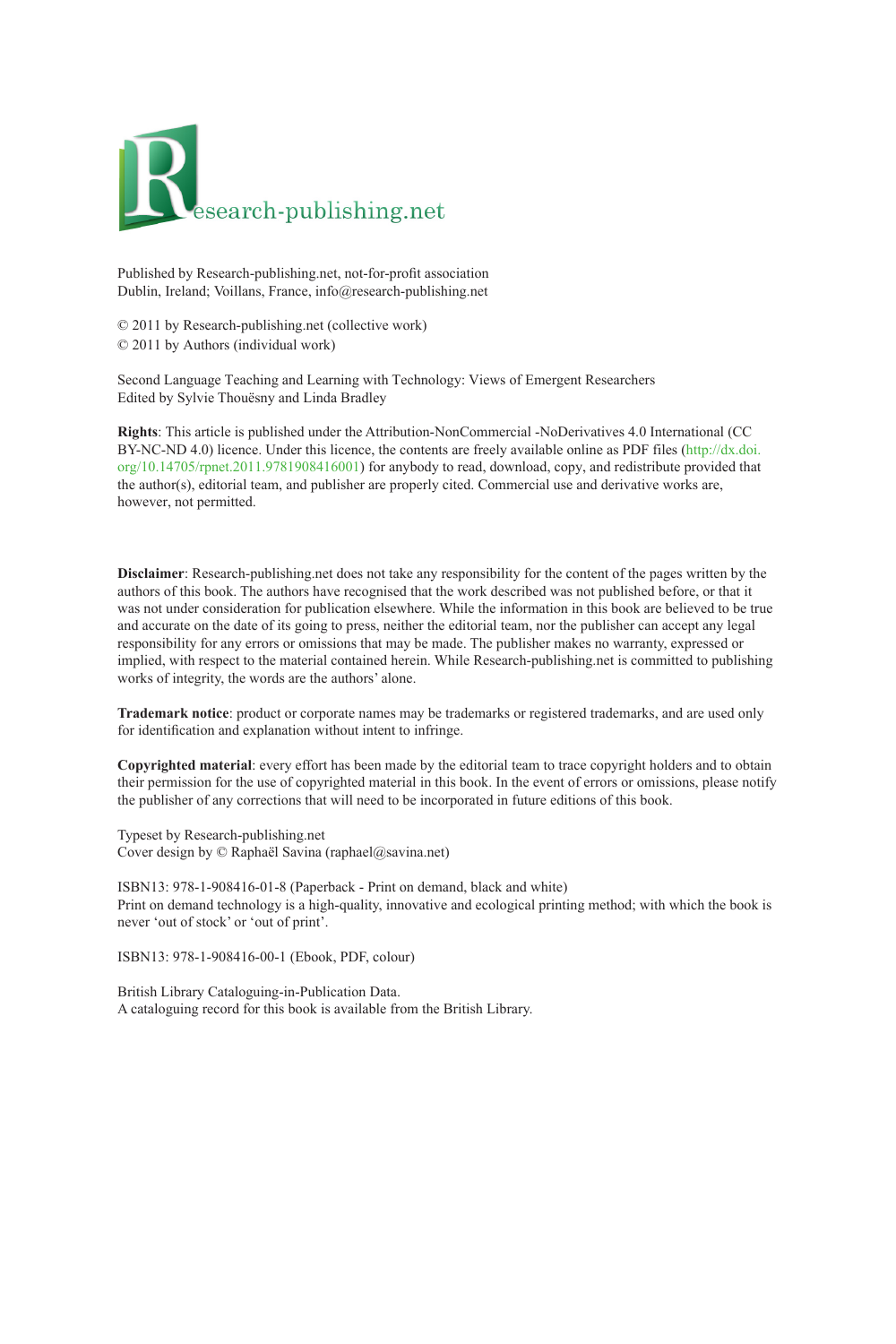Research-publishing.net

Published by Research-publishing.net, not-for-profit association
Dublin, Ireland; Voillans, France, info@research-publishing.net

© 2011 by Research-publishing.net (collective work)
© 2011 by Authors (individual work)

Second Language Teaching and Learning with Technology: Views of Emergent Researchers
Edited by Sylvie Thouësny and Linda Bradley

**Rights**: This article is published under the Attribution-NonCommercial -NoDerivatives 4.0 International (CC BY-NC-ND 4.0) licence. Under this licence, the contents are freely available online as PDF files (http://dx.doi.org/10.14705/rpnet.2011.9781908416001) for anybody to read, download, copy, and redistribute provided that the author(s), editorial team, and publisher are properly cited. Commercial use and derivative works are, however, not permitted.

**Disclaimer**: Research-publishing.net does not take any responsibility for the content of the pages written by the authors of this book. The authors have recognised that the work described was not published before, or that it was not under consideration for publication elsewhere. While the information in this book are believed to be true and accurate on the date of its going to press, neither the editorial team, nor the publisher can accept any legal responsibility for any errors or omissions that may be made. The publisher makes no warranty, expressed or implied, with respect to the material contained herein. While Research-publishing.net is committed to publishing works of integrity, the words are the authors' alone.

**Trademark notice**: product or corporate names may be trademarks or registered trademarks, and are used only for identification and explanation without intent to infringe.

**Copyrighted material**: every effort has been made by the editorial team to trace copyright holders and to obtain their permission for the use of copyrighted material in this book. In the event of errors or omissions, please notify the publisher of any corrections that will need to be incorporated in future editions of this book.

Typeset by Research-publishing.net
Cover design by © Raphaël Savina (raphael@savina.net)

ISBN13: 978-1-908416-01-8 (Paperback - Print on demand, black and white)
Print on demand technology is a high-quality, innovative and ecological printing method; with which the book is never 'out of stock' or 'out of print'.

ISBN13: 978-1-908416-00-1 (Ebook, PDF, colour)

British Library Cataloguing-in-Publication Data.
A cataloguing record for this book is available from the British Library.